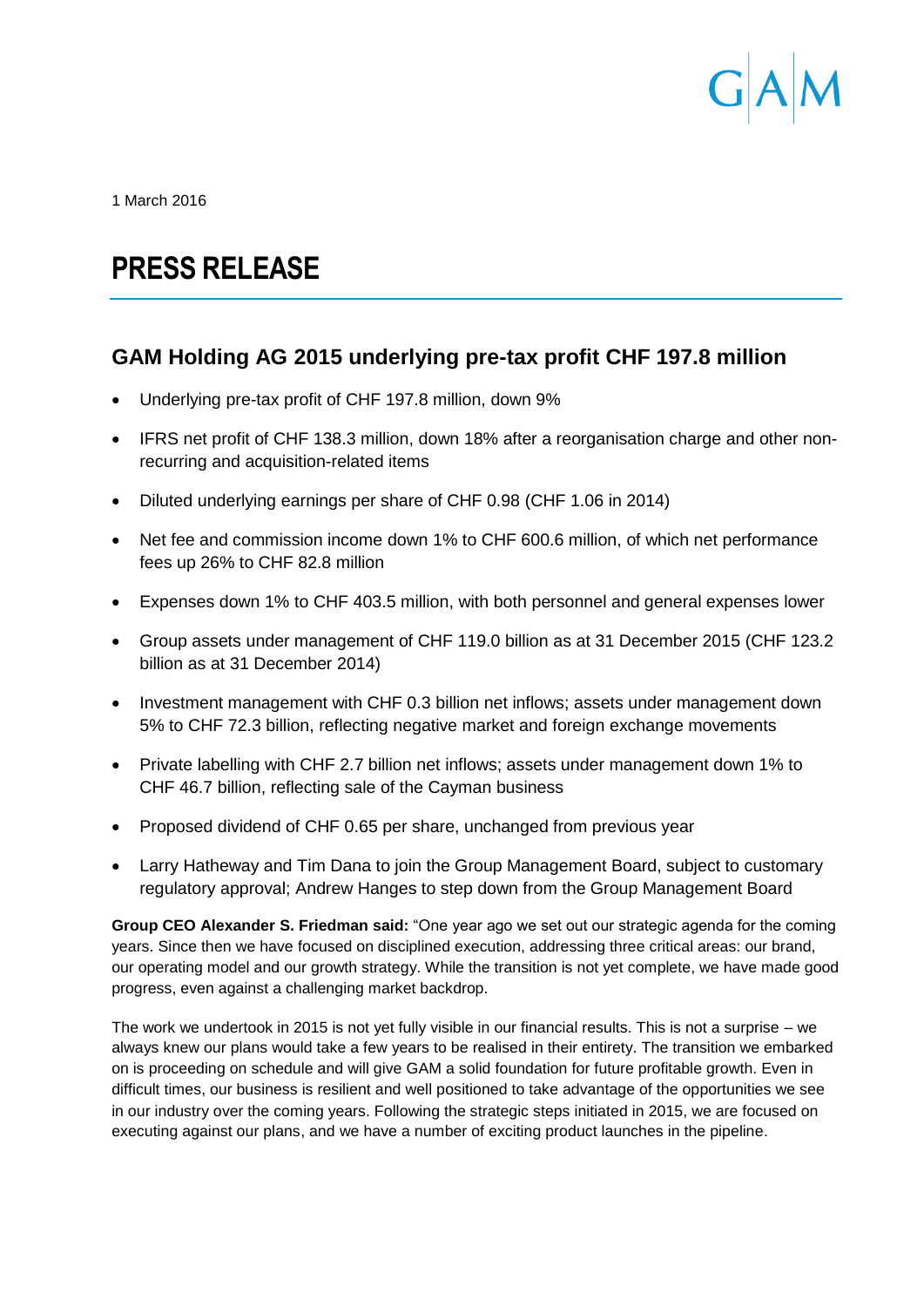1 March 2016

# PRESS RELEASE

## GAM Holding AG 2015 underlying pre-tax profit CHF 197.8 million

- Underlying pre-tax profit of CHF 197.8 million, down 9%
- IFRS net profit of CHF 138.3 million, down 18% after a reorganisation charge and other non-recurring and acquisition-related items
- Diluted underlying earnings per share of CHF 0.98 (CHF 1.06 in 2014)
- Net fee and commission income down 1% to CHF 600.6 million, of which net performance fees up 26% to CHF 82.8 million
- Expenses down 1% to CHF 403.5 million, with both personnel and general expenses lower
- Group assets under management of CHF 119.0 billion as at 31 December 2015 (CHF 123.2 billion as at 31 December 2014)
- Investment management with CHF 0.3 billion net inflows; assets under management down 5% to CHF 72.3 billion, reflecting negative market and foreign exchange movements
- Private labelling with CHF 2.7 billion net inflows; assets under management down 1% to CHF 46.7 billion, reflecting sale of the Cayman business
- Proposed dividend of CHF 0.65 per share, unchanged from previous year
- Larry Hatheway and Tim Dana to join the Group Management Board, subject to customary regulatory approval; Andrew Hanges to step down from the Group Management Board

**Group CEO Alexander S. Friedman said:** "One year ago we set out our strategic agenda for the coming years. Since then we have focused on disciplined execution, addressing three critical areas: our brand, our operating model and our growth strategy. While the transition is not yet complete, we have made good progress, even against a challenging market backdrop.

The work we undertook in 2015 is not yet fully visible in our financial results. This is not a surprise – we always knew our plans would take a few years to be realised in their entirety. The transition we embarked on is proceeding on schedule and will give GAM a solid foundation for future profitable growth. Even in difficult times, our business is resilient and well positioned to take advantage of the opportunities we see in our industry over the coming years. Following the strategic steps initiated in 2015, we are focused on executing against our plans, and we have a number of exciting product launches in the pipeline.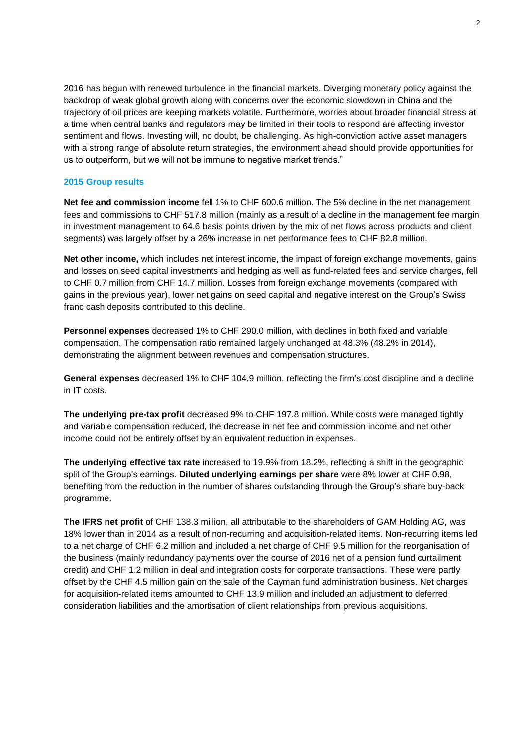2016 has begun with renewed turbulence in the financial markets. Diverging monetary policy against the backdrop of weak global growth along with concerns over the economic slowdown in China and the trajectory of oil prices are keeping markets volatile. Furthermore, worries about broader financial stress at a time when central banks and regulators may be limited in their tools to respond are affecting investor sentiment and flows. Investing will, no doubt, be challenging. As high-conviction active asset managers with a strong range of absolute return strategies, the environment ahead should provide opportunities for us to outperform, but we will not be immune to negative market trends."

## 2015 Group results

**Net fee and commission income** fell 1% to CHF 600.6 million. The 5% decline in the net management fees and commissions to CHF 517.8 million (mainly as a result of a decline in the management fee margin in investment management to 64.6 basis points driven by the mix of net flows across products and client segments) was largely offset by a 26% increase in net performance fees to CHF 82.8 million.

**Net other income,** which includes net interest income, the impact of foreign exchange movements, gains and losses on seed capital investments and hedging as well as fund-related fees and service charges, fell to CHF 0.7 million from CHF 14.7 million. Losses from foreign exchange movements (compared with gains in the previous year), lower net gains on seed capital and negative interest on the Group's Swiss franc cash deposits contributed to this decline.

**Personnel expenses** decreased 1% to CHF 290.0 million, with declines in both fixed and variable compensation. The compensation ratio remained largely unchanged at 48.3% (48.2% in 2014), demonstrating the alignment between revenues and compensation structures.

**General expenses** decreased 1% to CHF 104.9 million, reflecting the firm's cost discipline and a decline in IT costs.

**The underlying pre-tax profit** decreased 9% to CHF 197.8 million. While costs were managed tightly and variable compensation reduced, the decrease in net fee and commission income and net other income could not be entirely offset by an equivalent reduction in expenses.

**The underlying effective tax rate** increased to 19.9% from 18.2%, reflecting a shift in the geographic split of the Group's earnings. **Diluted underlying earnings per share** were 8% lower at CHF 0.98, benefiting from the reduction in the number of shares outstanding through the Group's share buy-back programme.

**The IFRS net profit** of CHF 138.3 million, all attributable to the shareholders of GAM Holding AG, was 18% lower than in 2014 as a result of non-recurring and acquisition-related items. Non-recurring items led to a net charge of CHF 6.2 million and included a net charge of CHF 9.5 million for the reorganisation of the business (mainly redundancy payments over the course of 2016 net of a pension fund curtailment credit) and CHF 1.2 million in deal and integration costs for corporate transactions. These were partly offset by the CHF 4.5 million gain on the sale of the Cayman fund administration business. Net charges for acquisition-related items amounted to CHF 13.9 million and included an adjustment to deferred consideration liabilities and the amortisation of client relationships from previous acquisitions.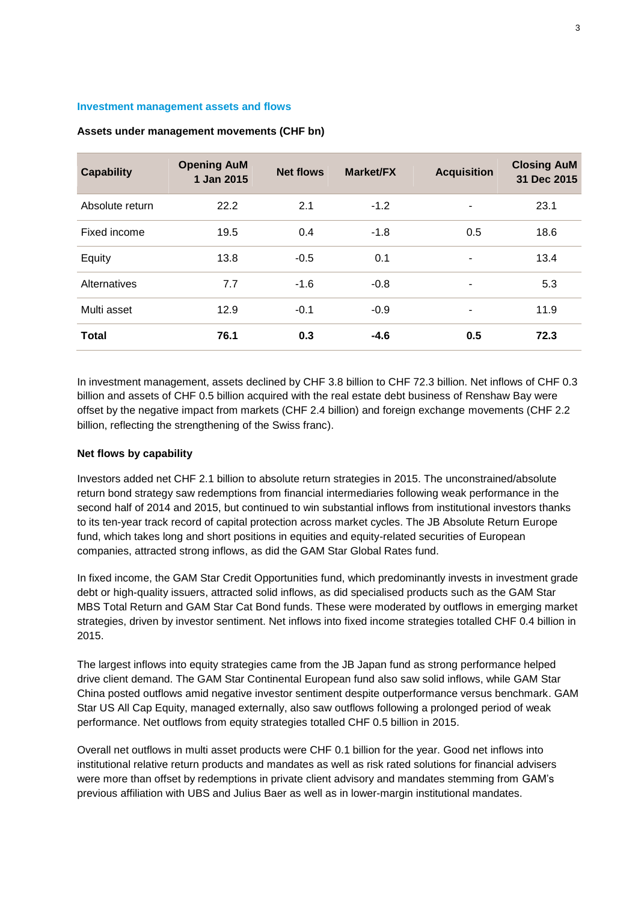## Investment management assets and flows

**Assets under management movements (CHF bn)**

| Capability | Opening AuM 1 Jan 2015 | Net flows | Market/FX | Acquisition | Closing AuM 31 Dec 2015 |
|---|---|---|---|---|---|
| Absolute return | 22.2 | 2.1 | -1.2 | - | 23.1 |
| Fixed income | 19.5 | 0.4 | -1.8 | 0.5 | 18.6 |
| Equity | 13.8 | -0.5 | 0.1 | - | 13.4 |
| Alternatives | 7.7 | -1.6 | -0.8 | - | 5.3 |
| Multi asset | 12.9 | -0.1 | -0.9 | - | 11.9 |
| **Total** | **76.1** | **0.3** | **-4.6** | **0.5** | **72.3** |

In investment management, assets declined by CHF 3.8 billion to CHF 72.3 billion. Net inflows of CHF 0.3 billion and assets of CHF 0.5 billion acquired with the real estate debt business of Renshaw Bay were offset by the negative impact from markets (CHF 2.4 billion) and foreign exchange movements (CHF 2.2 billion, reflecting the strengthening of the Swiss franc).

**Net flows by capability**

Investors added net CHF 2.1 billion to absolute return strategies in 2015. The unconstrained/absolute return bond strategy saw redemptions from financial intermediaries following weak performance in the second half of 2014 and 2015, but continued to win substantial inflows from institutional investors thanks to its ten-year track record of capital protection across market cycles. The JB Absolute Return Europe fund, which takes long and short positions in equities and equity-related securities of European companies, attracted strong inflows, as did the GAM Star Global Rates fund.

In fixed income, the GAM Star Credit Opportunities fund, which predominantly invests in investment grade debt or high-quality issuers, attracted solid inflows, as did specialised products such as the GAM Star MBS Total Return and GAM Star Cat Bond funds. These were moderated by outflows in emerging market strategies, driven by investor sentiment. Net inflows into fixed income strategies totalled CHF 0.4 billion in 2015.

The largest inflows into equity strategies came from the JB Japan fund as strong performance helped drive client demand. The GAM Star Continental European fund also saw solid inflows, while GAM Star China posted outflows amid negative investor sentiment despite outperformance versus benchmark. GAM Star US All Cap Equity, managed externally, also saw outflows following a prolonged period of weak performance. Net outflows from equity strategies totalled CHF 0.5 billion in 2015.

Overall net outflows in multi asset products were CHF 0.1 billion for the year. Good net inflows into institutional relative return products and mandates as well as risk rated solutions for financial advisers were more than offset by redemptions in private client advisory and mandates stemming from GAM's previous affiliation with UBS and Julius Baer as well as in lower-margin institutional mandates.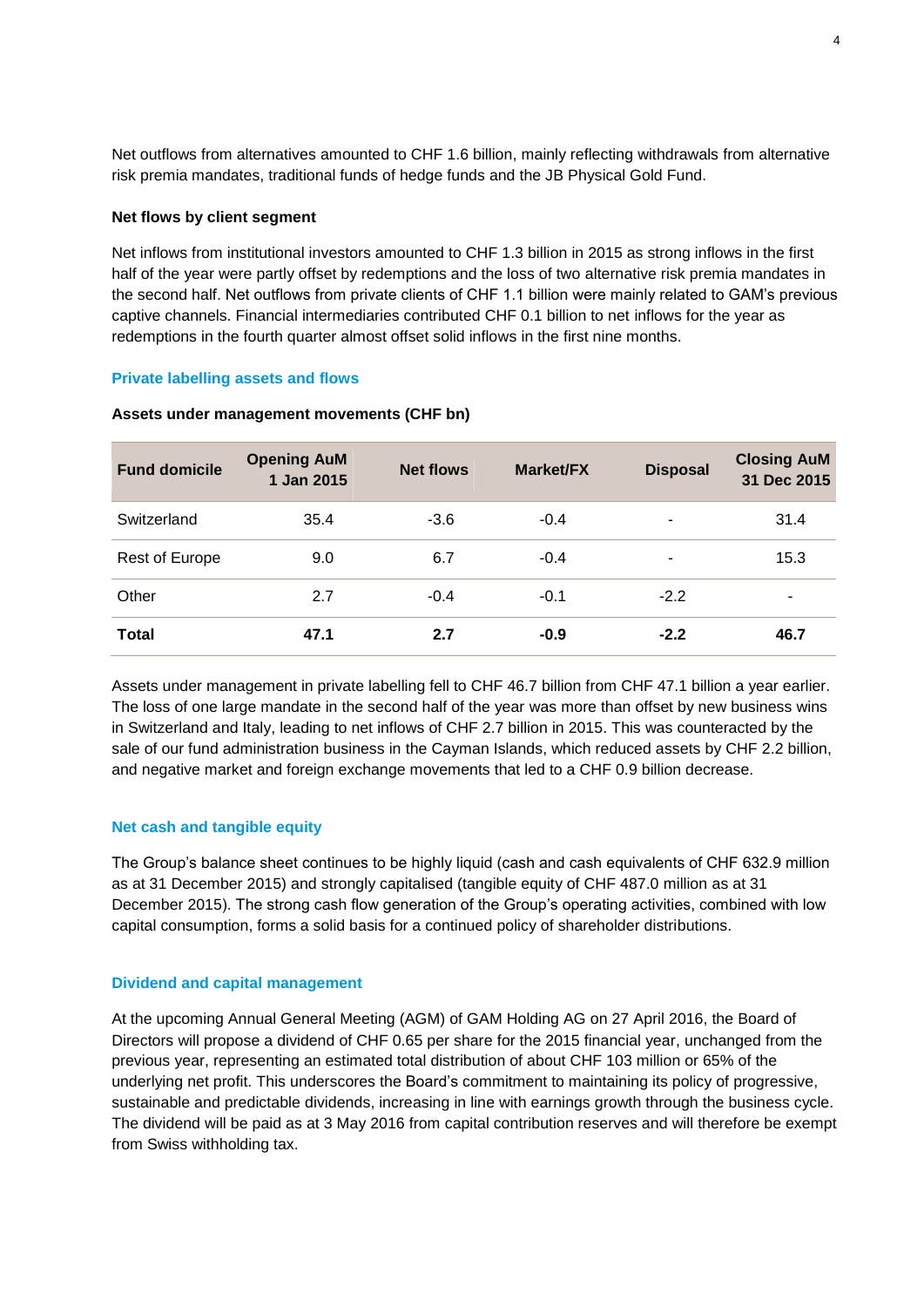Net outflows from alternatives amounted to CHF 1.6 billion, mainly reflecting withdrawals from alternative risk premia mandates, traditional funds of hedge funds and the JB Physical Gold Fund.

**Net flows by client segment**

Net inflows from institutional investors amounted to CHF 1.3 billion in 2015 as strong inflows in the first half of the year were partly offset by redemptions and the loss of two alternative risk premia mandates in the second half. Net outflows from private clients of CHF 1.1 billion were mainly related to GAM's previous captive channels. Financial intermediaries contributed CHF 0.1 billion to net inflows for the year as redemptions in the fourth quarter almost offset solid inflows in the first nine months.

## Private labelling assets and flows

**Assets under management movements (CHF bn)**

| Fund domicile | Opening AuM 1 Jan 2015 | Net flows | Market/FX | Disposal | Closing AuM 31 Dec 2015 |
|---|---|---|---|---|---|
| Switzerland | 35.4 | -3.6 | -0.4 | - | 31.4 |
| Rest of Europe | 9.0 | 6.7 | -0.4 | - | 15.3 |
| Other | 2.7 | -0.4 | -0.1 | -2.2 | - |
| **Total** | **47.1** | **2.7** | **-0.9** | **-2.2** | **46.7** |

Assets under management in private labelling fell to CHF 46.7 billion from CHF 47.1 billion a year earlier. The loss of one large mandate in the second half of the year was more than offset by new business wins in Switzerland and Italy, leading to net inflows of CHF 2.7 billion in 2015. This was counteracted by the sale of our fund administration business in the Cayman Islands, which reduced assets by CHF 2.2 billion, and negative market and foreign exchange movements that led to a CHF 0.9 billion decrease.

## Net cash and tangible equity

The Group's balance sheet continues to be highly liquid (cash and cash equivalents of CHF 632.9 million as at 31 December 2015) and strongly capitalised (tangible equity of CHF 487.0 million as at 31 December 2015). The strong cash flow generation of the Group's operating activities, combined with low capital consumption, forms a solid basis for a continued policy of shareholder distributions.

## Dividend and capital management

At the upcoming Annual General Meeting (AGM) of GAM Holding AG on 27 April 2016, the Board of Directors will propose a dividend of CHF 0.65 per share for the 2015 financial year, unchanged from the previous year, representing an estimated total distribution of about CHF 103 million or 65% of the underlying net profit. This underscores the Board's commitment to maintaining its policy of progressive, sustainable and predictable dividends, increasing in line with earnings growth through the business cycle. The dividend will be paid as at 3 May 2016 from capital contribution reserves and will therefore be exempt from Swiss withholding tax.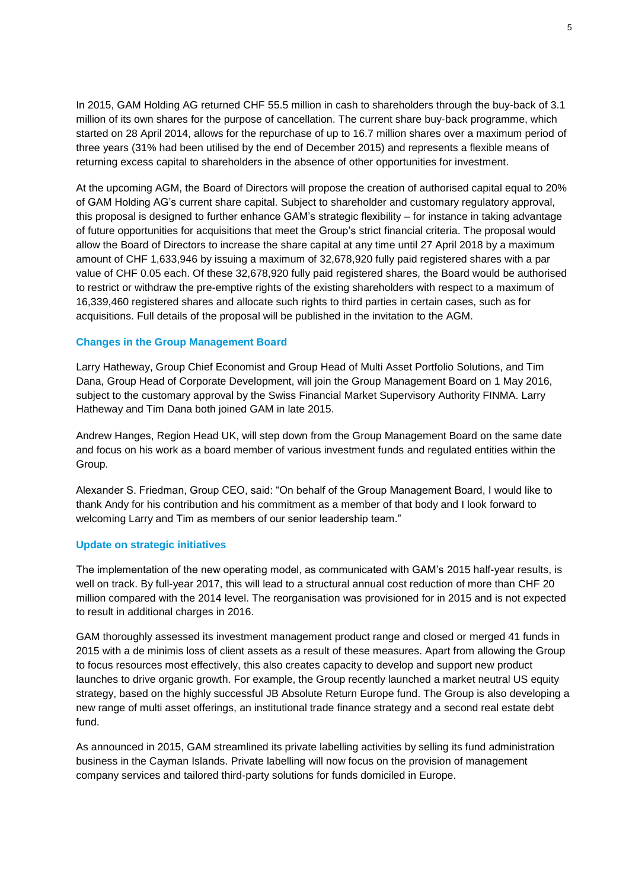In 2015, GAM Holding AG returned CHF 55.5 million in cash to shareholders through the buy-back of 3.1 million of its own shares for the purpose of cancellation. The current share buy-back programme, which started on 28 April 2014, allows for the repurchase of up to 16.7 million shares over a maximum period of three years (31% had been utilised by the end of December 2015) and represents a flexible means of returning excess capital to shareholders in the absence of other opportunities for investment.

At the upcoming AGM, the Board of Directors will propose the creation of authorised capital equal to 20% of GAM Holding AG's current share capital. Subject to shareholder and customary regulatory approval, this proposal is designed to further enhance GAM's strategic flexibility – for instance in taking advantage of future opportunities for acquisitions that meet the Group's strict financial criteria. The proposal would allow the Board of Directors to increase the share capital at any time until 27 April 2018 by a maximum amount of CHF 1,633,946 by issuing a maximum of 32,678,920 fully paid registered shares with a par value of CHF 0.05 each. Of these 32,678,920 fully paid registered shares, the Board would be authorised to restrict or withdraw the pre-emptive rights of the existing shareholders with respect to a maximum of 16,339,460 registered shares and allocate such rights to third parties in certain cases, such as for acquisitions. Full details of the proposal will be published in the invitation to the AGM.

### Changes in the Group Management Board

Larry Hatheway, Group Chief Economist and Group Head of Multi Asset Portfolio Solutions, and Tim Dana, Group Head of Corporate Development, will join the Group Management Board on 1 May 2016, subject to the customary approval by the Swiss Financial Market Supervisory Authority FINMA. Larry Hatheway and Tim Dana both joined GAM in late 2015.

Andrew Hanges, Region Head UK, will step down from the Group Management Board on the same date and focus on his work as a board member of various investment funds and regulated entities within the Group.

Alexander S. Friedman, Group CEO, said: "On behalf of the Group Management Board, I would like to thank Andy for his contribution and his commitment as a member of that body and I look forward to welcoming Larry and Tim as members of our senior leadership team."

### Update on strategic initiatives

The implementation of the new operating model, as communicated with GAM's 2015 half-year results, is well on track. By full-year 2017, this will lead to a structural annual cost reduction of more than CHF 20 million compared with the 2014 level. The reorganisation was provisioned for in 2015 and is not expected to result in additional charges in 2016.

GAM thoroughly assessed its investment management product range and closed or merged 41 funds in 2015 with a de minimis loss of client assets as a result of these measures. Apart from allowing the Group to focus resources most effectively, this also creates capacity to develop and support new product launches to drive organic growth. For example, the Group recently launched a market neutral US equity strategy, based on the highly successful JB Absolute Return Europe fund. The Group is also developing a new range of multi asset offerings, an institutional trade finance strategy and a second real estate debt fund.

As announced in 2015, GAM streamlined its private labelling activities by selling its fund administration business in the Cayman Islands. Private labelling will now focus on the provision of management company services and tailored third-party solutions for funds domiciled in Europe.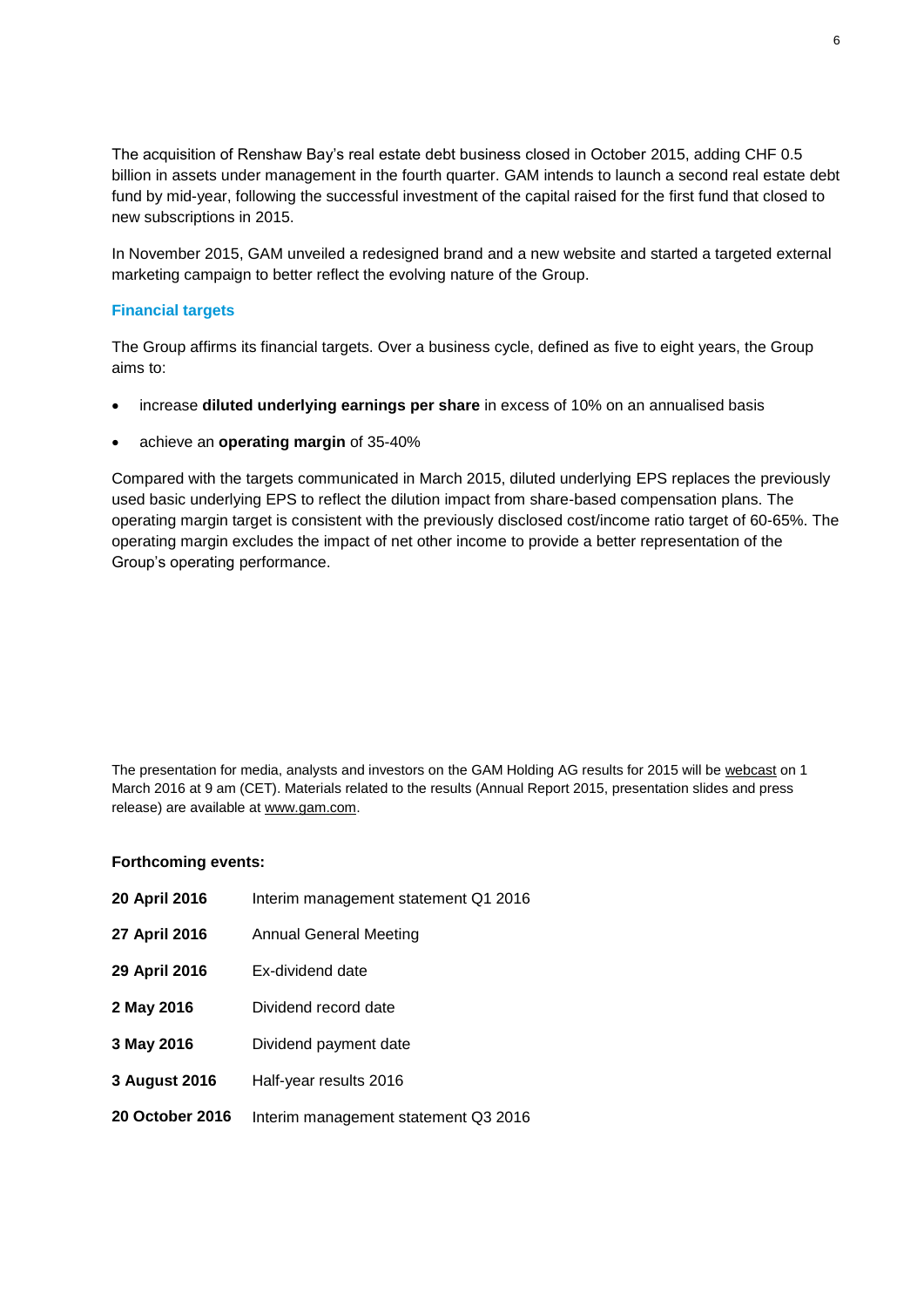The acquisition of Renshaw Bay's real estate debt business closed in October 2015, adding CHF 0.5 billion in assets under management in the fourth quarter. GAM intends to launch a second real estate debt fund by mid-year, following the successful investment of the capital raised for the first fund that closed to new subscriptions in 2015.

In November 2015, GAM unveiled a redesigned brand and a new website and started a targeted external marketing campaign to better reflect the evolving nature of the Group.

### Financial targets

The Group affirms its financial targets. Over a business cycle, defined as five to eight years, the Group aims to:

- increase **diluted underlying earnings per share** in excess of 10% on an annualised basis
- achieve an **operating margin** of 35-40%

Compared with the targets communicated in March 2015, diluted underlying EPS replaces the previously used basic underlying EPS to reflect the dilution impact from share-based compensation plans. The operating margin target is consistent with the previously disclosed cost/income ratio target of 60-65%. The operating margin excludes the impact of net other income to provide a better representation of the Group's operating performance.

The presentation for media, analysts and investors on the GAM Holding AG results for 2015 will be webcast on 1 March 2016 at 9 am (CET). Materials related to the results (Annual Report 2015, presentation slides and press release) are available at www.gam.com.

**Forthcoming events:**

| | |
|---|---|
| **20 April 2016** | Interim management statement Q1 2016 |
| **27 April 2016** | Annual General Meeting |
| **29 April 2016** | Ex-dividend date |
| **2 May 2016** | Dividend record date |
| **3 May 2016** | Dividend payment date |
| **3 August 2016** | Half-year results 2016 |
| **20 October 2016** | Interim management statement Q3 2016 |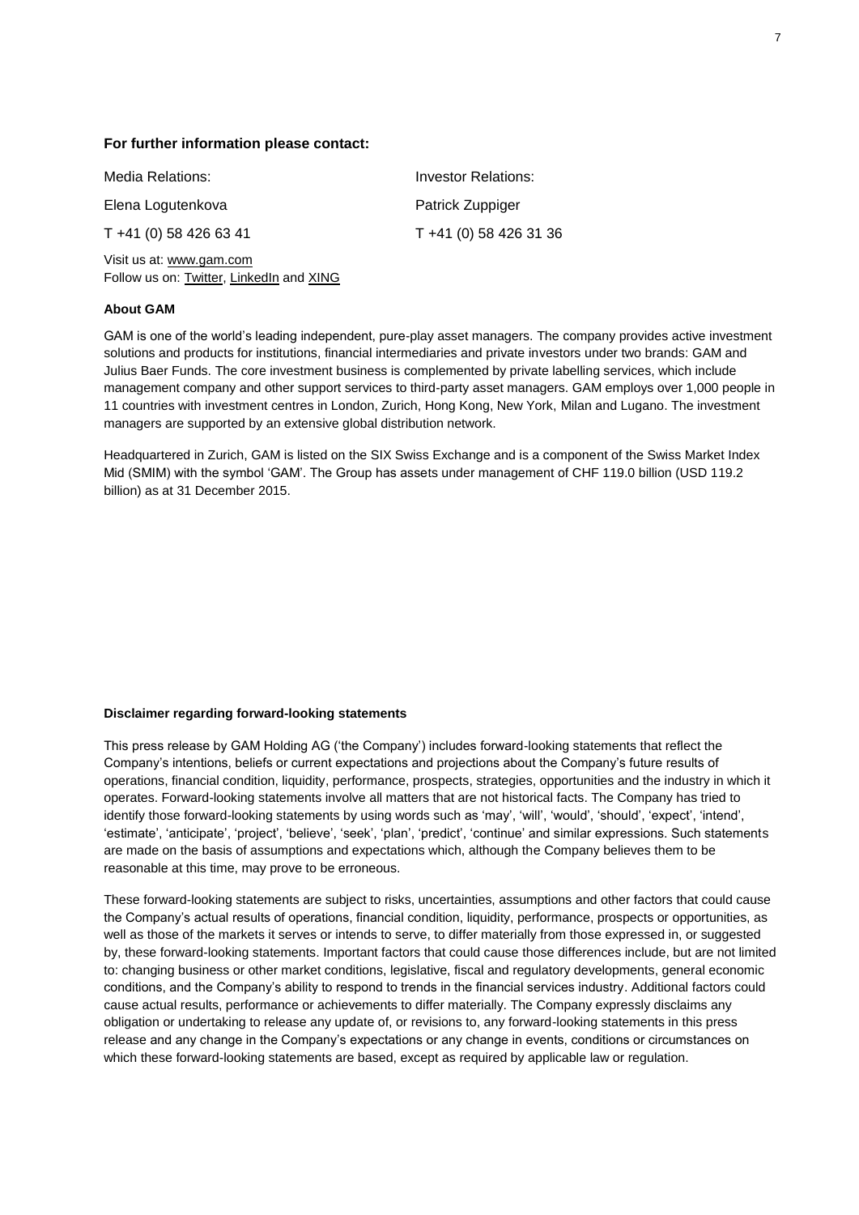**For further information please contact:**

| Media Relations: | Investor Relations: |
| --- | --- |
| Elena Logutenkova | Patrick Zuppiger |
| T +41 (0) 58 426 63 41 | T +41 (0) 58 426 31 36 |

Visit us at: www.gam.com
Follow us on: Twitter, LinkedIn and XING

**About GAM**

GAM is one of the world's leading independent, pure-play asset managers. The company provides active investment solutions and products for institutions, financial intermediaries and private investors under two brands: GAM and Julius Baer Funds. The core investment business is complemented by private labelling services, which include management company and other support services to third-party asset managers. GAM employs over 1,000 people in 11 countries with investment centres in London, Zurich, Hong Kong, New York, Milan and Lugano. The investment managers are supported by an extensive global distribution network.

Headquartered in Zurich, GAM is listed on the SIX Swiss Exchange and is a component of the Swiss Market Index Mid (SMIM) with the symbol 'GAM'. The Group has assets under management of CHF 119.0 billion (USD 119.2 billion) as at 31 December 2015.

**Disclaimer regarding forward-looking statements**

This press release by GAM Holding AG ('the Company') includes forward-looking statements that reflect the Company's intentions, beliefs or current expectations and projections about the Company's future results of operations, financial condition, liquidity, performance, prospects, strategies, opportunities and the industry in which it operates. Forward-looking statements involve all matters that are not historical facts. The Company has tried to identify those forward-looking statements by using words such as 'may', 'will', 'would', 'should', 'expect', 'intend', 'estimate', 'anticipate', 'project', 'believe', 'seek', 'plan', 'predict', 'continue' and similar expressions. Such statements are made on the basis of assumptions and expectations which, although the Company believes them to be reasonable at this time, may prove to be erroneous.

These forward-looking statements are subject to risks, uncertainties, assumptions and other factors that could cause the Company's actual results of operations, financial condition, liquidity, performance, prospects or opportunities, as well as those of the markets it serves or intends to serve, to differ materially from those expressed in, or suggested by, these forward-looking statements. Important factors that could cause those differences include, but are not limited to: changing business or other market conditions, legislative, fiscal and regulatory developments, general economic conditions, and the Company's ability to respond to trends in the financial services industry. Additional factors could cause actual results, performance or achievements to differ materially. The Company expressly disclaims any obligation or undertaking to release any update of, or revisions to, any forward-looking statements in this press release and any change in the Company's expectations or any change in events, conditions or circumstances on which these forward-looking statements are based, except as required by applicable law or regulation.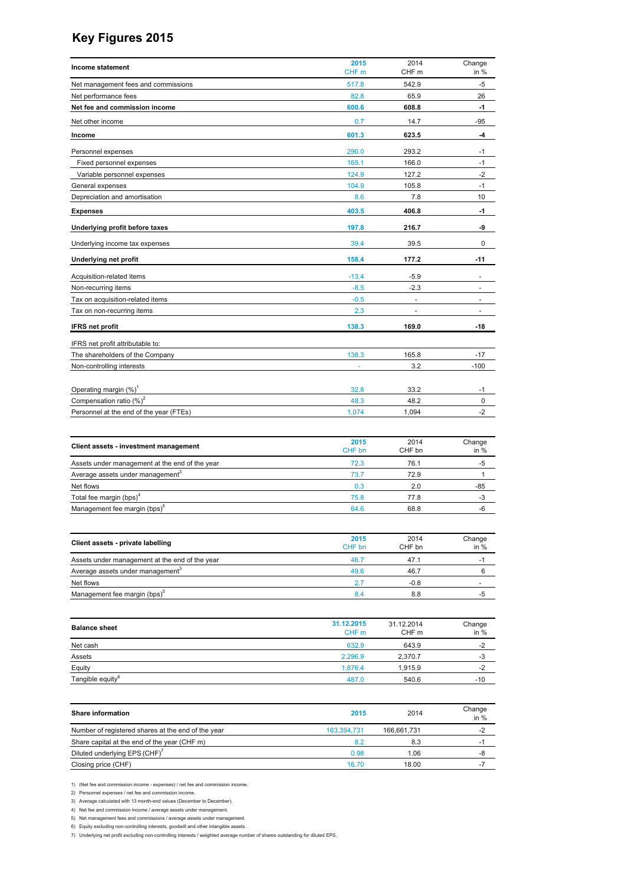# Key Figures 2015

| Income statement | 2015 CHF m | 2014 CHF m | Change in % |
|---|---|---|---|
| Net management fees and commissions | 517.8 | 542.9 | -5 |
| Net performance fees | 82.8 | 65.9 | 26 |
| **Net fee and commission income** | **600.6** | **608.8** | **-1** |
| Net other income | 0.7 | 14.7 | -95 |
| **Income** | **601.3** | **623.5** | **-4** |
| Personnel expenses | 290.0 | 293.2 | -1 |
| Fixed personnel expenses | 165.1 | 166.0 | -1 |
| Variable personnel expenses | 124.9 | 127.2 | -2 |
| General expenses | 104.9 | 105.8 | -1 |
| Depreciation and amortisation | 8.6 | 7.8 | 10 |
| **Expenses** | **403.5** | **406.8** | **-1** |
| **Underlying profit before taxes** | **197.8** | **216.7** | **-9** |
| Underlying income tax expenses | 39.4 | 39.5 | 0 |
| **Underlying net profit** | **158.4** | **177.2** | **-11** |
| Acquisition-related items | -13.4 | -5.9 | - |
| Non-recurring items | -8.5 | -2.3 | - |
| Tax on acquisition-related items | -0.5 | - | - |
| Tax on non-recurring items | 2.3 | - | - |
| **IFRS net profit** | **138.3** | **169.0** | **-18** |
| IFRS net profit attributable to: | | | |
| The shareholders of the Company | 138.3 | 165.8 | -17 |
| Non-controlling interests | - | 3.2 | -100 |
| Operating margin (%)[1] | 32.8 | 33.2 | -1 |
| Compensation ratio (%)[2] | 48.3 | 48.2 | 0 |
| Personnel at the end of the year (FTEs) | 1,074 | 1,094 | -2 |

| Client assets - investment management | 2015 CHF bn | 2014 CHF bn | Change in % |
|---|---|---|---|
| Assets under management at the end of the year | 72.3 | 76.1 | -5 |
| Average assets under management[3] | 73.7 | 72.9 | 1 |
| Net flows | 0.3 | 2.0 | -85 |
| Total fee margin (bps)[4] | 75.8 | 77.8 | -3 |
| Management fee margin (bps)[5] | 64.6 | 68.8 | -6 |

| Client assets - private labelling | 2015 CHF bn | 2014 CHF bn | Change in % |
|---|---|---|---|
| Assets under management at the end of the year | 46.7 | 47.1 | -1 |
| Average assets under management[3] | 49.6 | 46.7 | 6 |
| Net flows | 2.7 | -0.8 | - |
| Management fee margin (bps)[5] | 8.4 | 8.8 | -5 |

| Balance sheet | 31.12.2015 CHF m | 31.12.2014 CHF m | Change in % |
|---|---|---|---|
| Net cash | 632.9 | 643.9 | -2 |
| Assets | 2,296.9 | 2,370.7 | -3 |
| Equity | 1,876.4 | 1,915.9 | -2 |
| Tangible equity[6] | 487.0 | 540.6 | -10 |

| Share information | 2015 | 2014 | Change in % |
|---|---|---|---|
| Number of registered shares at the end of the year | 163,394,731 | 166,661,731 | -2 |
| Share capital at the end of the year (CHF m) | 8.2 | 8.3 | -1 |
| Diluted underlying EPS (CHF)[7] | 0.98 | 1.06 | -8 |
| Closing price (CHF) | 16.70 | 18.00 | -7 |

1) (Net fee and commission income - expenses) / net fee and commission income.
2) Personnel expenses / net fee and commission income.
3) Average calculated with 13 month-end values (December to December).
4) Net fee and commission income / average assets under management.
5) Net management fees and commissions / average assets under management.
6) Equity excluding non-controlling interests, goodwill and other intangible assets.
7) Underlying net profit excluding non-controlling interests / weighted average number of shares outstanding for diluted EPS.